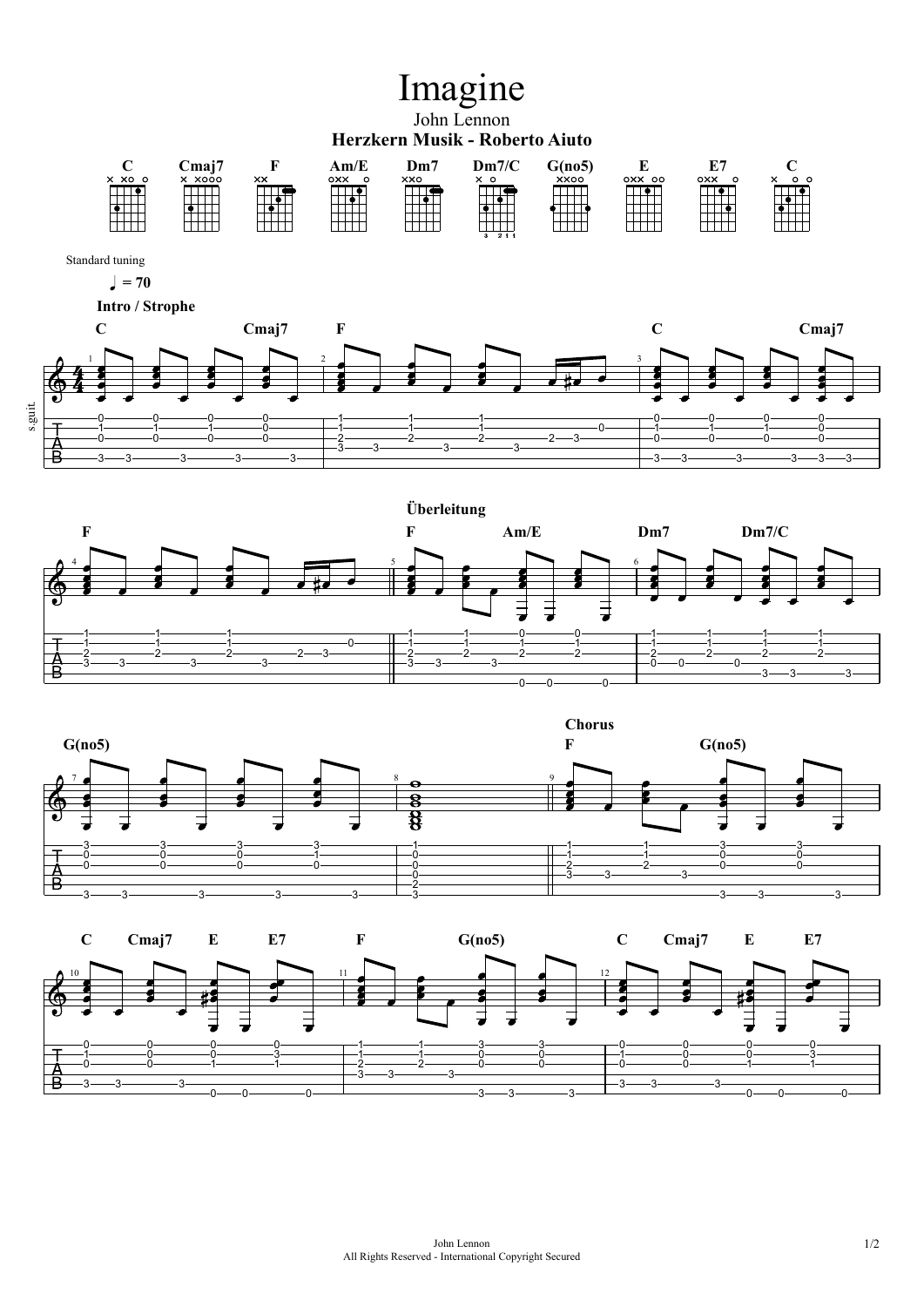# Imagine

John Lennon

**Herzkern Musik - Roberto Aiuto**

**C** **Cmaj7** **F** **Am/E** **Dm7** **Dm7/C** **G(no5)** **E** **E7** **C**

Standard tuning

♩ = 70

**Intro / Strophe**

**C** **Cmaj7** **F** **C** **Cmaj7**

**F** **Überleitung** **F** **Am/E** **Dm7** **Dm7/C**

**G(no5)** **Chorus** **F** **G(no5)**

**C** **Cmaj7** **E** **E7** **F** **G(no5)** **C** **Cmaj7** **E** **E7**

John Lennon
All Rights Reserved - International Copyright Secured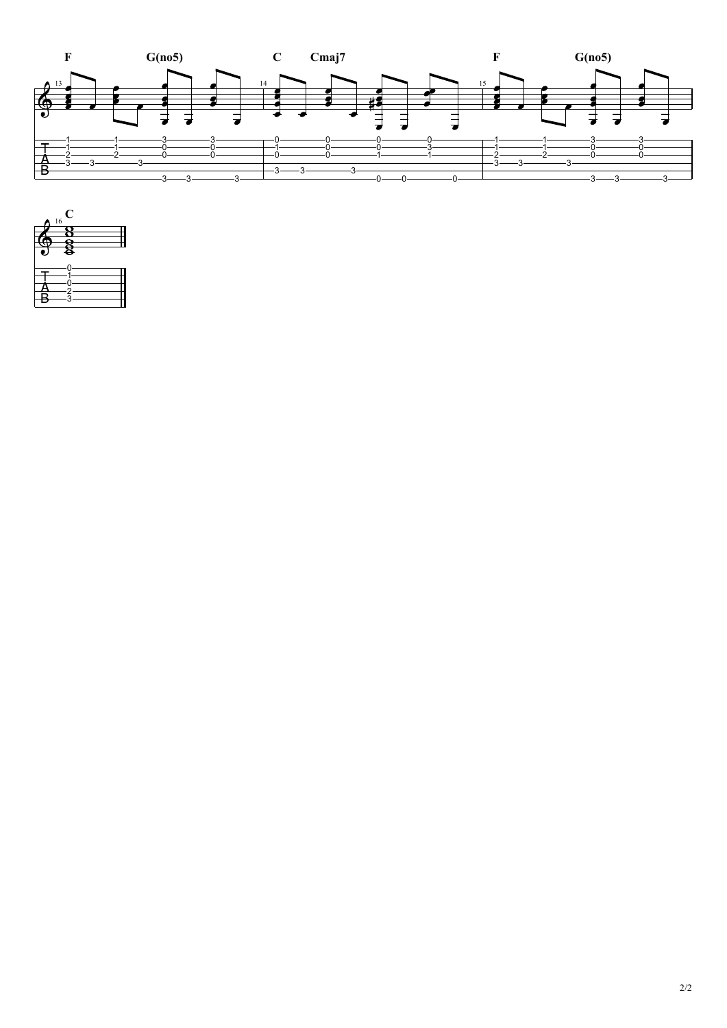F G(no5) C Cmaj7 F G(no5)

C